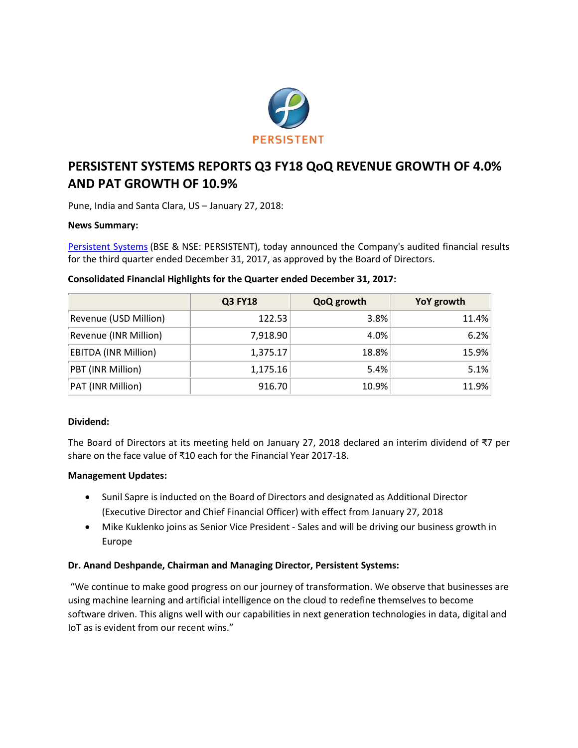PERSISTENT

# PERSISTENT SYSTEMS REPORTS Q3 FY18 QoQ REVENUE GROWTH OF 4.0% AND PAT GROWTH OF 10.9%

Pune, India and Santa Clara, US – January 27, 2018:

**News Summary:**

Persistent Systems (BSE & NSE: PERSISTENT), today announced the Company's audited financial results for the third quarter ended December 31, 2017, as approved by the Board of Directors.

**Consolidated Financial Highlights for the Quarter ended December 31, 2017:**

| | Q3 FY18 | QoQ growth | YoY growth |
|---|---|---|---|
| Revenue (USD Million) | 122.53 | 3.8% | 11.4% |
| Revenue (INR Million) | 7,918.90 | 4.0% | 6.2% |
| EBITDA (INR Million) | 1,375.17 | 18.8% | 15.9% |
| PBT (INR Million) | 1,175.16 | 5.4% | 5.1% |
| PAT (INR Million) | 916.70 | 10.9% | 11.9% |

**Dividend:**

The Board of Directors at its meeting held on January 27, 2018 declared an interim dividend of ₹7 per share on the face value of ₹10 each for the Financial Year 2017-18.

**Management Updates:**

- Sunil Sapre is inducted on the Board of Directors and designated as Additional Director (Executive Director and Chief Financial Officer) with effect from January 27, 2018
- Mike Kuklenko joins as Senior Vice President - Sales and will be driving our business growth in Europe

**Dr. Anand Deshpande, Chairman and Managing Director, Persistent Systems:**

"We continue to make good progress on our journey of transformation. We observe that businesses are using machine learning and artificial intelligence on the cloud to redefine themselves to become software driven. This aligns well with our capabilities in next generation technologies in data, digital and IoT as is evident from our recent wins."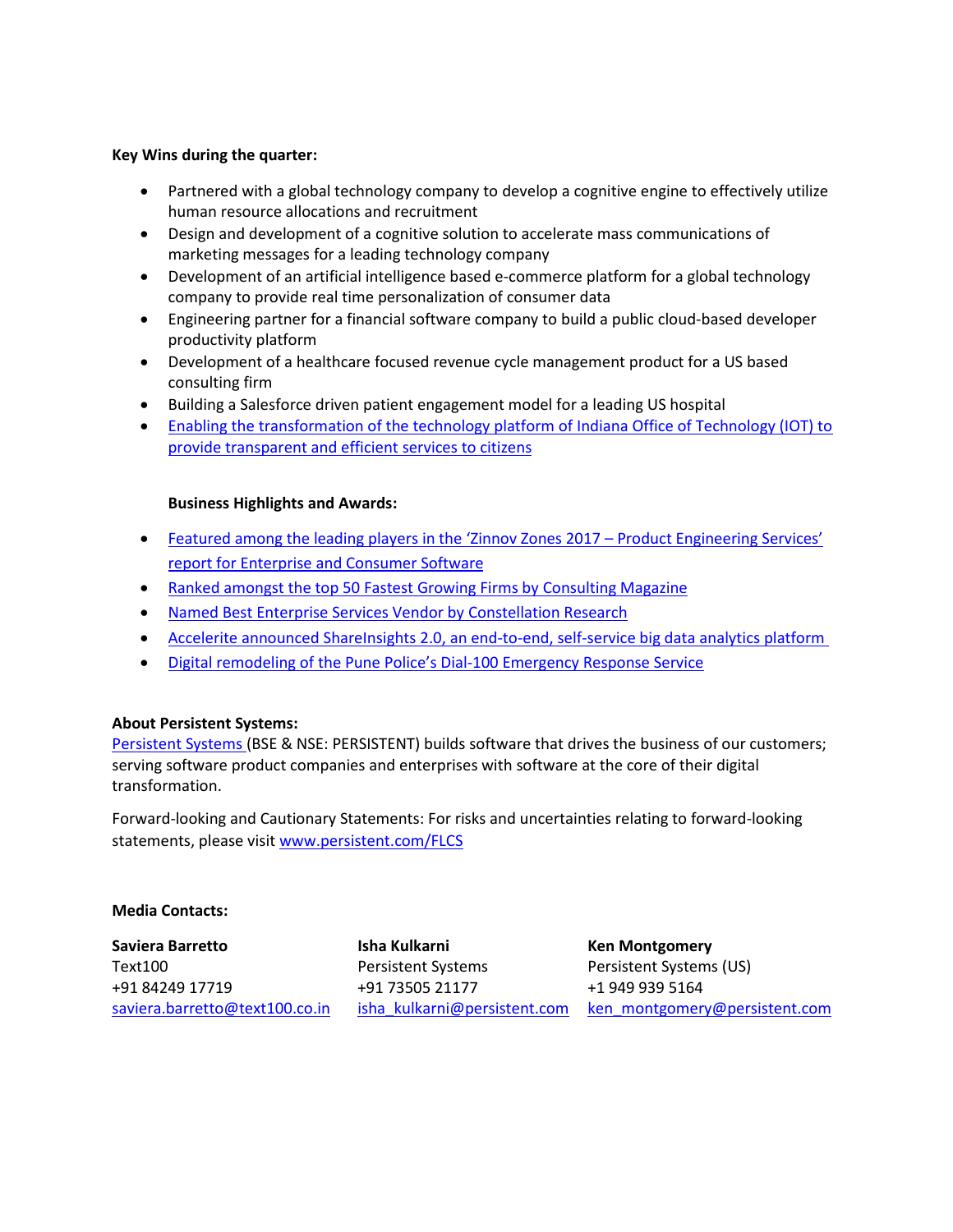**Key Wins during the quarter:**

- Partnered with a global technology company to develop a cognitive engine to effectively utilize human resource allocations and recruitment
- Design and development of a cognitive solution to accelerate mass communications of marketing messages for a leading technology company
- Development of an artificial intelligence based e-commerce platform for a global technology company to provide real time personalization of consumer data
- Engineering partner for a financial software company to build a public cloud-based developer productivity platform
- Development of a healthcare focused revenue cycle management product for a US based consulting firm
- Building a Salesforce driven patient engagement model for a leading US hospital
- Enabling the transformation of the technology platform of Indiana Office of Technology (IOT) to provide transparent and efficient services to citizens

**Business Highlights and Awards:**

- Featured among the leading players in the 'Zinnov Zones 2017 – Product Engineering Services' report for Enterprise and Consumer Software
- Ranked amongst the top 50 Fastest Growing Firms by Consulting Magazine
- Named Best Enterprise Services Vendor by Constellation Research
- Accelerite announced ShareInsights 2.0, an end-to-end, self-service big data analytics platform
- Digital remodeling of the Pune Police's Dial-100 Emergency Response Service

**About Persistent Systems:**
Persistent Systems (BSE & NSE: PERSISTENT) builds software that drives the business of our customers; serving software product companies and enterprises with software at the core of their digital transformation.

Forward-looking and Cautionary Statements: For risks and uncertainties relating to forward-looking statements, please visit www.persistent.com/FLCS

**Media Contacts:**

**Saviera Barretto**
Text100
+91 84249 17719
saviera.barretto@text100.co.in

**Isha Kulkarni**
Persistent Systems
+91 73505 21177
isha_kulkarni@persistent.com

**Ken Montgomery**
Persistent Systems (US)
+1 949 939 5164
ken_montgomery@persistent.com